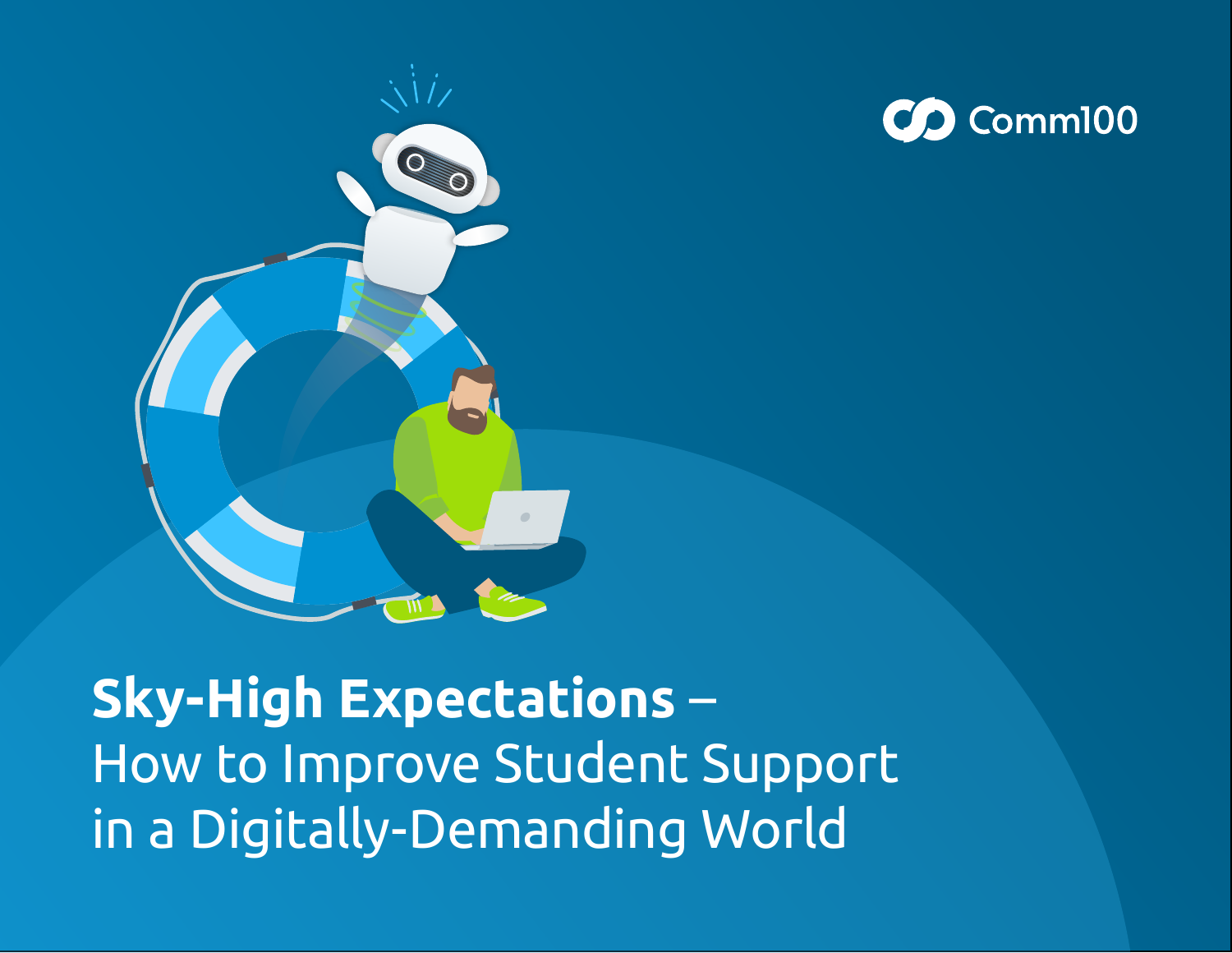Comm100

# **Sky-High Expectations** – How to Improve Student Support in a Digitally-Demanding World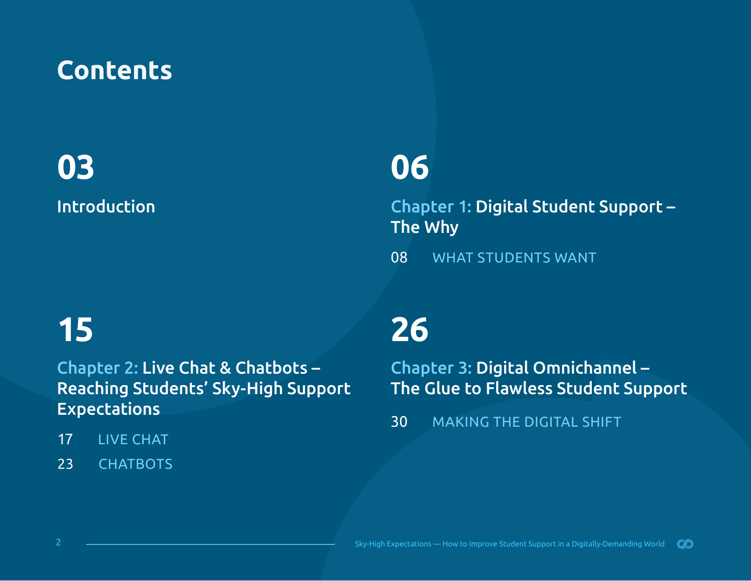# Contents

**03**

Introduction

**06**

Chapter 1: Digital Student Support – The Why

08 WHAT STUDENTS WANT

**15**

Chapter 2: Live Chat & Chatbots – Reaching Students' Sky-High Support Expectations

17 LIVE CHAT

23 CHATBOTS

**26**

Chapter 3: Digital Omnichannel – The Glue to Flawless Student Support

30 MAKING THE DIGITAL SHIFT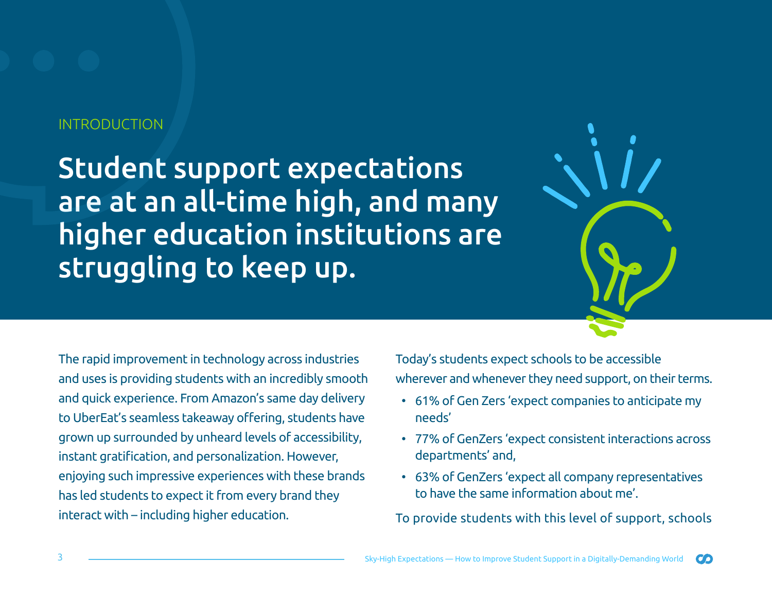INTRODUCTION

# Student support expectations are at an all-time high, and many higher education institutions are struggling to keep up.

The rapid improvement in technology across industries and uses is providing students with an incredibly smooth and quick experience. From Amazon's same day delivery to UberEat's seamless takeaway offering, students have grown up surrounded by unheard levels of accessibility, instant gratification, and personalization. However, enjoying such impressive experiences with these brands has led students to expect it from every brand they interact with – including higher education.

Today's students expect schools to be accessible wherever and whenever they need support, on their terms.

- 61% of Gen Zers 'expect companies to anticipate my needs'
- 77% of GenZers 'expect consistent interactions across departments' and,
- 63% of GenZers 'expect all company representatives to have the same information about me'.

To provide students with this level of support, schools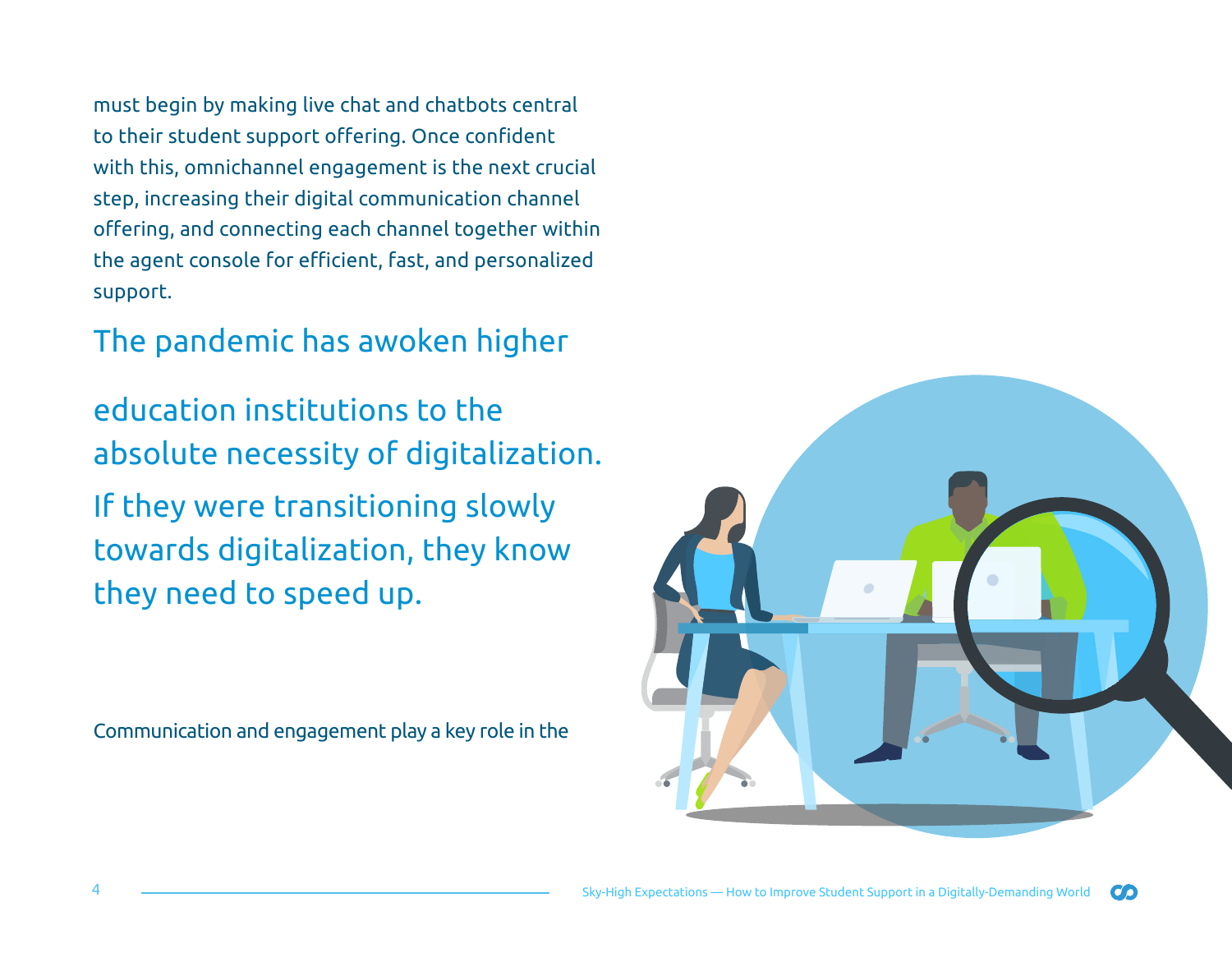must begin by making live chat and chatbots central to their student support offering. Once confident with this, omnichannel engagement is the next crucial step, increasing their digital communication channel offering, and connecting each channel together within the agent console for efficient, fast, and personalized support.

> The pandemic has awoken higher education institutions to the absolute necessity of digitalization. If they were transitioning slowly towards digitalization, they know they need to speed up.

Communication and engagement play a key role in the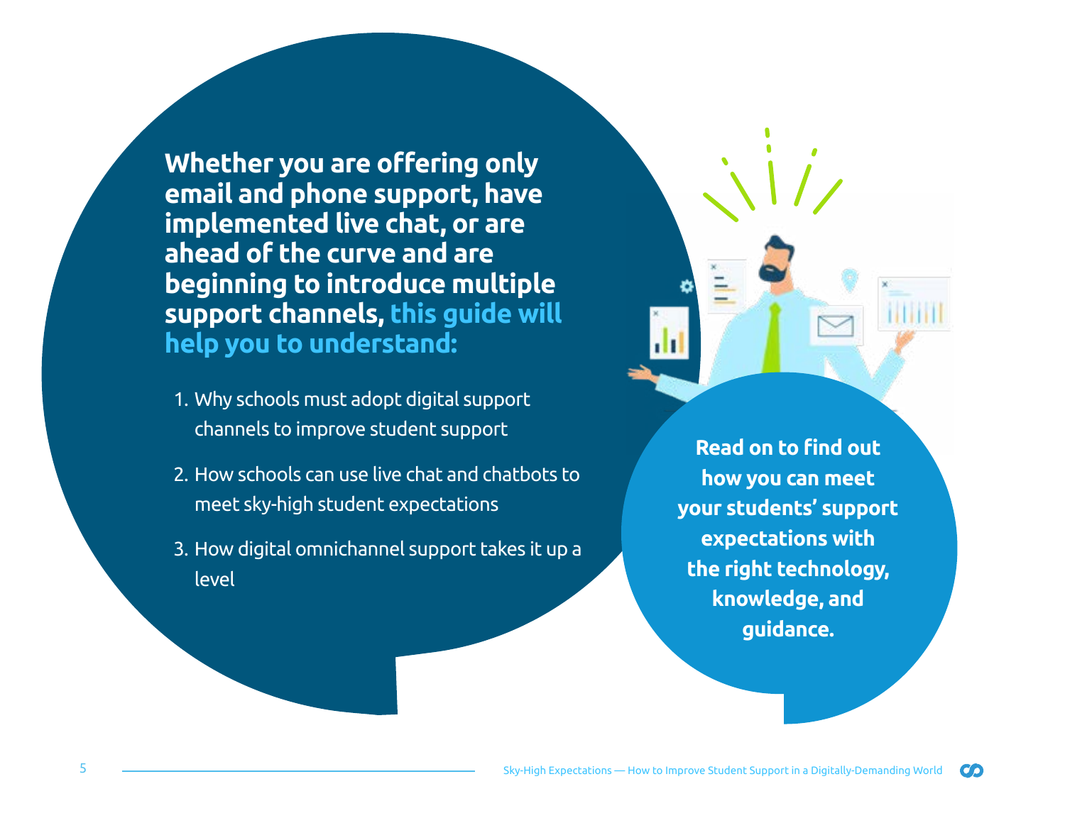**Whether you are offering only email and phone support, have implemented live chat, or are ahead of the curve and are beginning to introduce multiple support channels, this guide will help you to understand:**

1. Why schools must adopt digital support channels to improve student support
2. How schools can use live chat and chatbots to meet sky-high student expectations
3. How digital omnichannel support takes it up a level

**Read on to find out how you can meet your students' support expectations with the right technology, knowledge, and guidance.**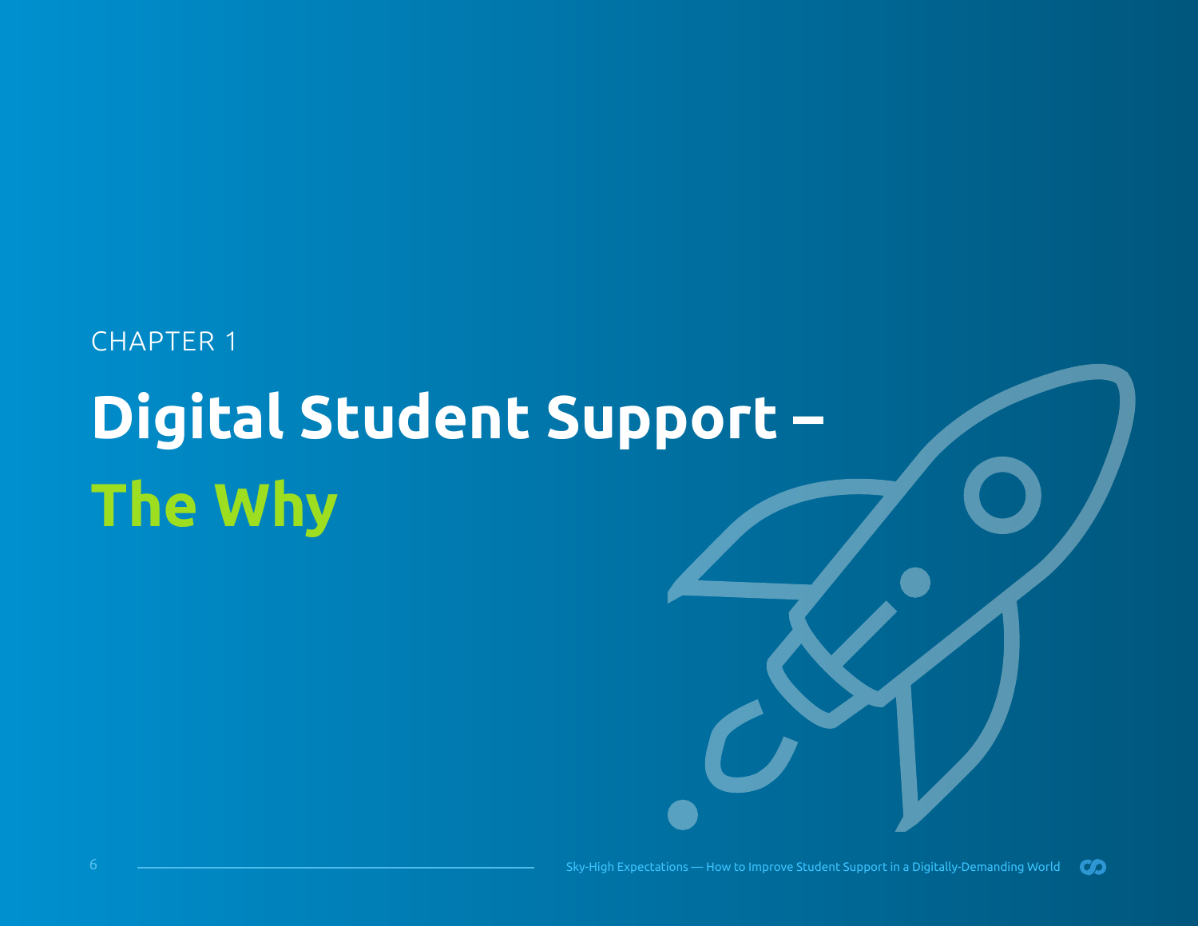CHAPTER 1

# Digital Student Support – The Why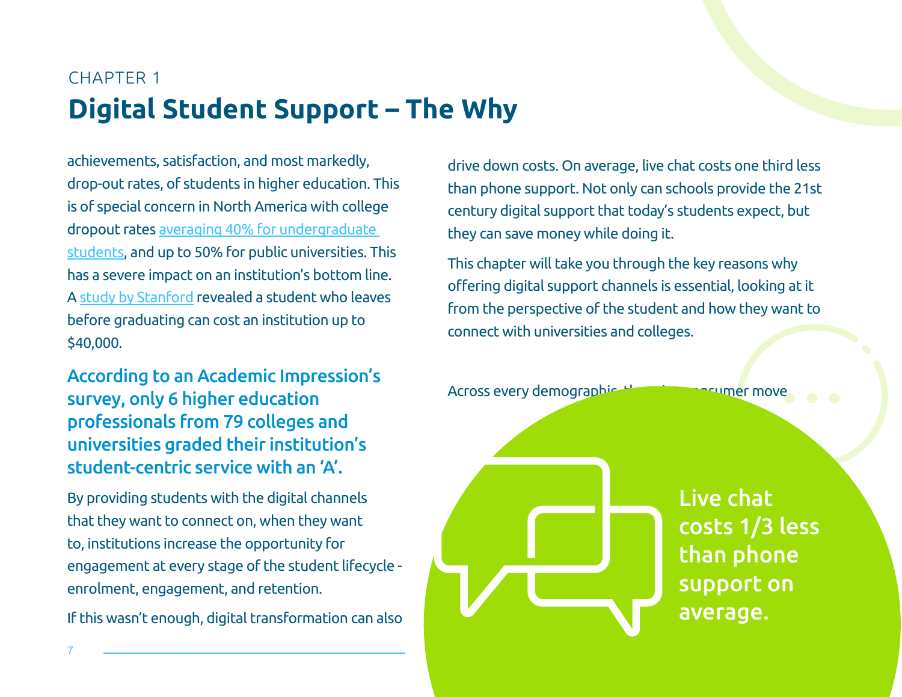CHAPTER 1

# Digital Student Support – The Why

achievements, satisfaction, and most markedly, drop-out rates, of students in higher education. This is of special concern in North America with college dropout rates averaging 40% for undergraduate students, and up to 50% for public universities. This has a severe impact on an institution's bottom line. A study by Stanford revealed a student who leaves before graduating can cost an institution up to $40,000.

**According to an Academic Impression's survey, only 6 higher education professionals from 79 colleges and universities graded their institution's student-centric service with an 'A'.**

By providing students with the digital channels that they want to connect on, when they want to, institutions increase the opportunity for engagement at every stage of the student lifecycle - enrolment, engagement, and retention.

If this wasn't enough, digital transformation can also drive down costs. On average, live chat costs one third less than phone support. Not only can schools provide the 21st century digital support that today's students expect, but they can save money while doing it.

This chapter will take you through the key reasons why offering digital support channels is essential, looking at it from the perspective of the student and how they want to connect with universities and colleges.

Across every demographic, the consumer move

**Live chat costs 1/3 less than phone support on average.**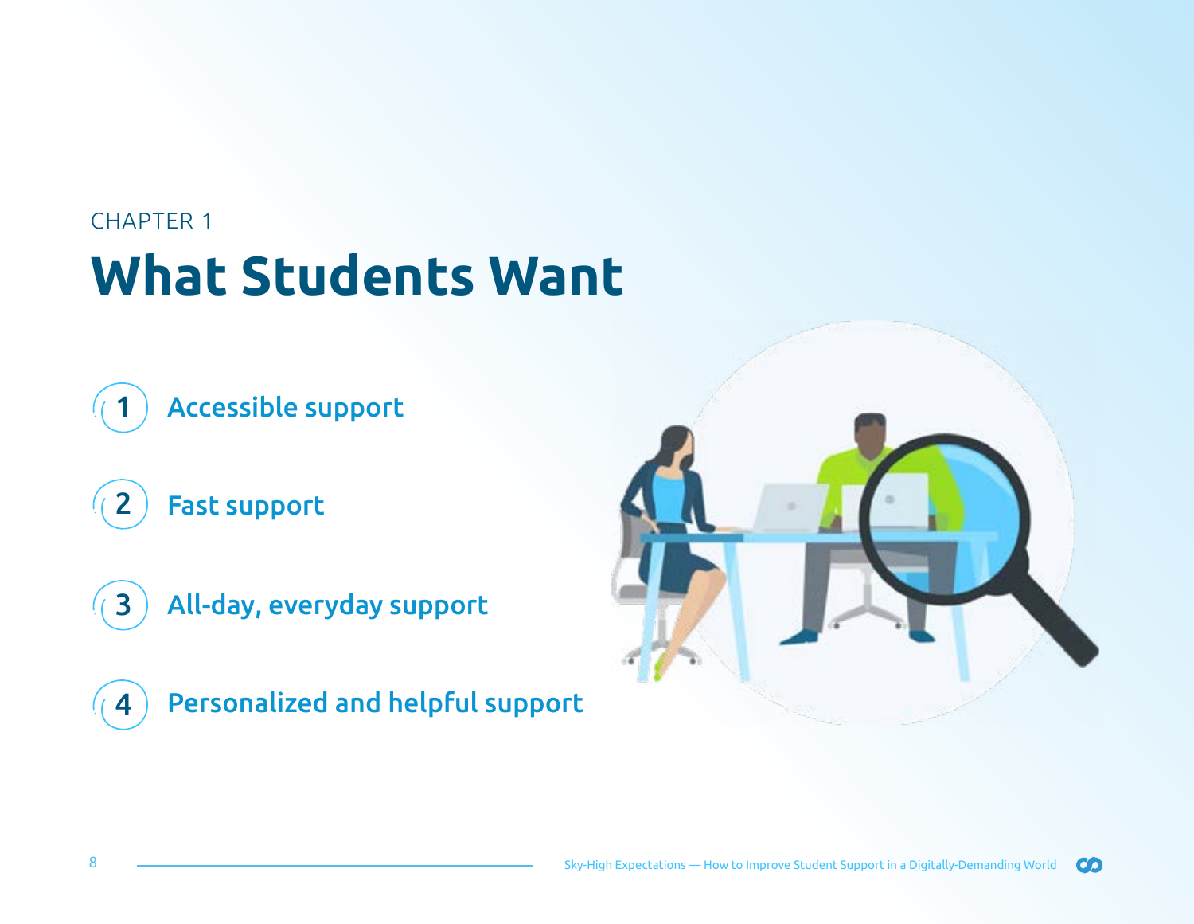CHAPTER 1

# What Students Want

1. Accessible support
2. Fast support
3. All-day, everyday support
4. Personalized and helpful support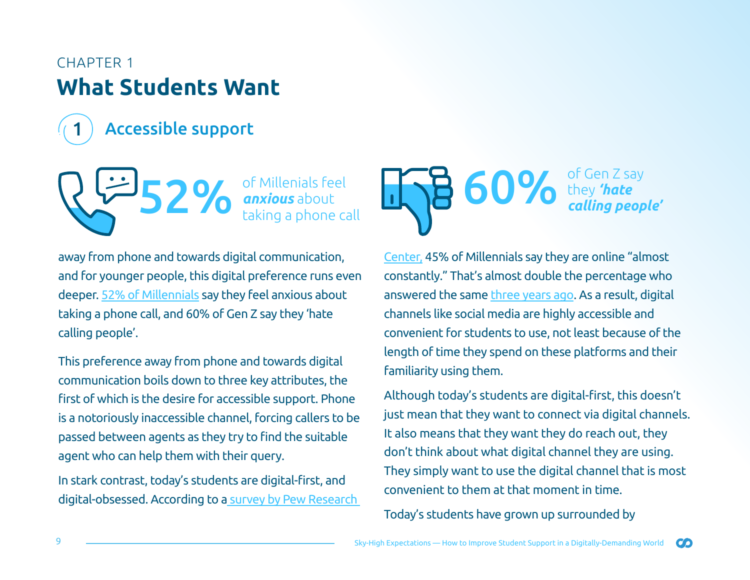CHAPTER 1

# What Students Want

## 1 Accessible support

52% of Millenials feel ***anxious*** about taking a phone call

60% of Gen Z say they ***'hate calling people'***

away from phone and towards digital communication, and for younger people, this digital preference runs even deeper. 52% of Millenials say they feel anxious about taking a phone call, and 60% of Gen Z say they 'hate calling people'.

This preference away from phone and towards digital communication boils down to three key attributes, the first of which is the desire for accessible support. Phone is a notoriously inaccessible channel, forcing callers to be passed between agents as they try to find the suitable agent who can help them with their query.

In stark contrast, today's students are digital-first, and digital-obsessed. According to a survey by Pew Research Center, 45% of Millennials say they are online "almost constantly." That's almost double the percentage who answered the same three years ago. As a result, digital channels like social media are highly accessible and convenient for students to use, not least because of the length of time they spend on these platforms and their familiarity using them.

Although today's students are digital-first, this doesn't just mean that they want to connect via digital channels. It also means that they want they do reach out, they don't think about what digital channel they are using. They simply want to use the digital channel that is most convenient to them at that moment in time.

Today's students have grown up surrounded by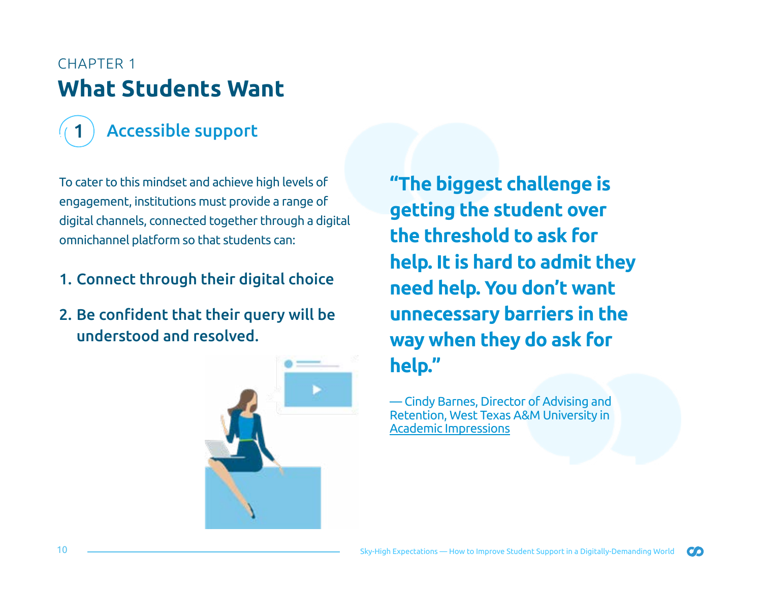CHAPTER 1

# What Students Want

## 1 Accessible support

To cater to this mindset and achieve high levels of engagement, institutions must provide a range of digital channels, connected together through a digital omnichannel platform so that students can:

1. Connect through their digital choice
2. Be confident that their query will be understood and resolved.

**"The biggest challenge is getting the student over the threshold to ask for help. It is hard to admit they need help. You don't want unnecessary barriers in the way when they do ask for help."**

— Cindy Barnes, Director of Advising and Retention, West Texas A&M University in Academic Impressions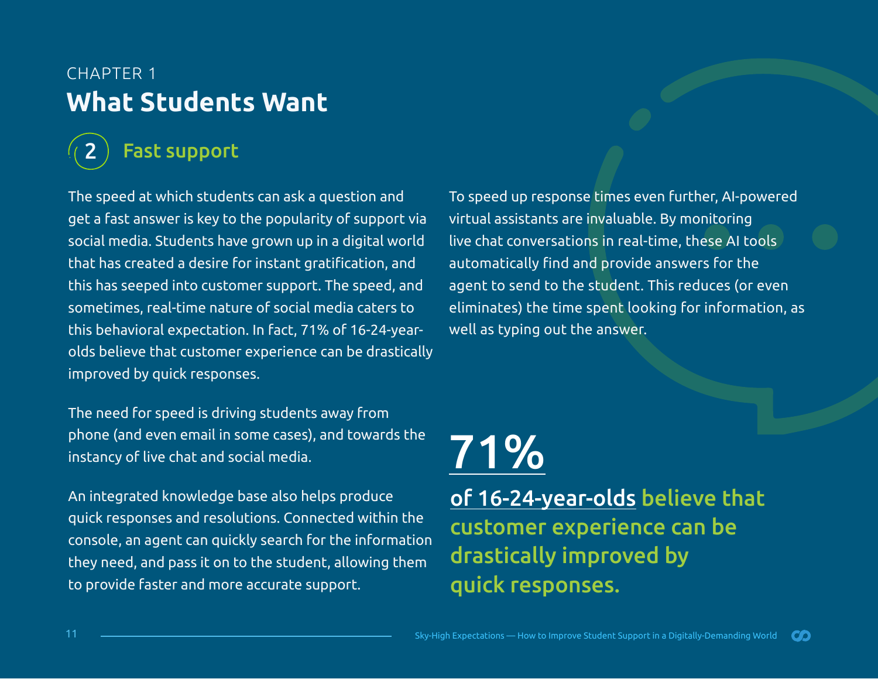CHAPTER 1

# What Students Want

## 2 Fast support

The speed at which students can ask a question and get a fast answer is key to the popularity of support via social media. Students have grown up in a digital world that has created a desire for instant gratification, and this has seeped into customer support. The speed, and sometimes, real-time nature of social media caters to this behavioral expectation. In fact, 71% of 16-24-year-olds believe that customer experience can be drastically improved by quick responses.

The need for speed is driving students away from phone (and even email in some cases), and towards the instancy of live chat and social media.

An integrated knowledge base also helps produce quick responses and resolutions. Connected within the console, an agent can quickly search for the information they need, and pass it on to the student, allowing them to provide faster and more accurate support.

To speed up response times even further, AI-powered virtual assistants are invaluable. By monitoring live chat conversations in real-time, these AI tools automatically find and provide answers for the agent to send to the student. This reduces (or even eliminates) the time spent looking for information, as well as typing out the answer.

**71%**

**of 16-24-year-olds believe that customer experience can be drastically improved by quick responses.**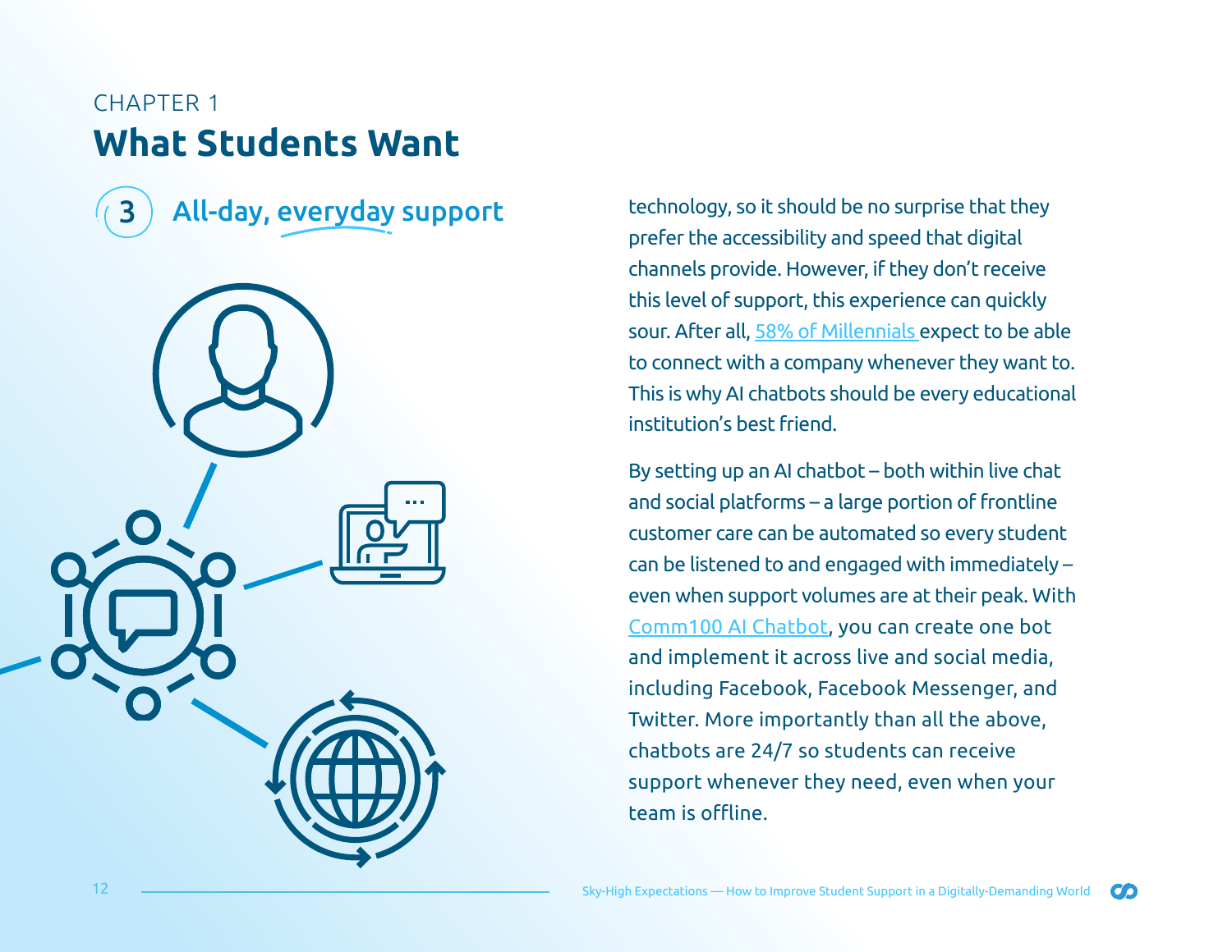CHAPTER 1

# What Students Want

## 3 All-day, everyday support

technology, so it should be no surprise that they prefer the accessibility and speed that digital channels provide. However, if they don't receive this level of support, this experience can quickly sour. After all, 58% of Millennials expect to be able to connect with a company whenever they want to. This is why AI chatbots should be every educational institution's best friend.

By setting up an AI chatbot – both within live chat and social platforms – a large portion of frontline customer care can be automated so every student can be listened to and engaged with immediately – even when support volumes are at their peak. With Comm100 AI Chatbot, you can create one bot and implement it across live and social media, including Facebook, Facebook Messenger, and Twitter. More importantly than all the above, chatbots are 24/7 so students can receive support whenever they need, even when your team is offline.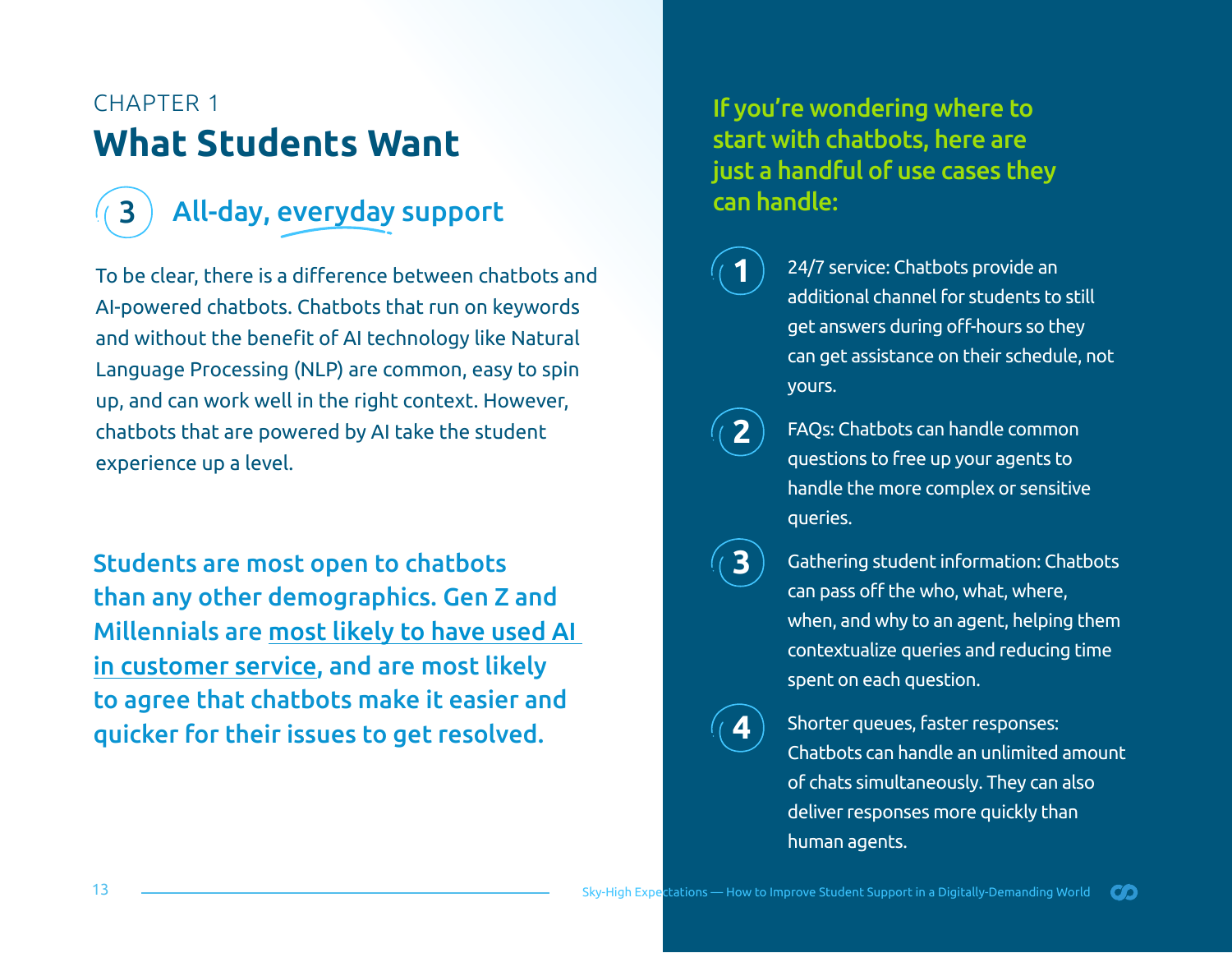CHAPTER 1

# What Students Want

## 3 All-day, everyday support

To be clear, there is a difference between chatbots and AI-powered chatbots. Chatbots that run on keywords and without the benefit of AI technology like Natural Language Processing (NLP) are common, easy to spin up, and can work well in the right context. However, chatbots that are powered by AI take the student experience up a level.

**Students are most open to chatbots than any other demographics. Gen Z and Millennials are most likely to have used AI in customer service, and are most likely to agree that chatbots make it easier and quicker for their issues to get resolved.**

**If you're wondering where to start with chatbots, here are just a handful of use cases they can handle:**

1. 24/7 service: Chatbots provide an additional channel for students to still get answers during off-hours so they can get assistance on their schedule, not yours.
2. FAQs: Chatbots can handle common questions to free up your agents to handle the more complex or sensitive queries.
3. Gathering student information: Chatbots can pass off the who, what, where, when, and why to an agent, helping them contextualize queries and reducing time spent on each question.
4. Shorter queues, faster responses: Chatbots can handle an unlimited amount of chats simultaneously. They can also deliver responses more quickly than human agents.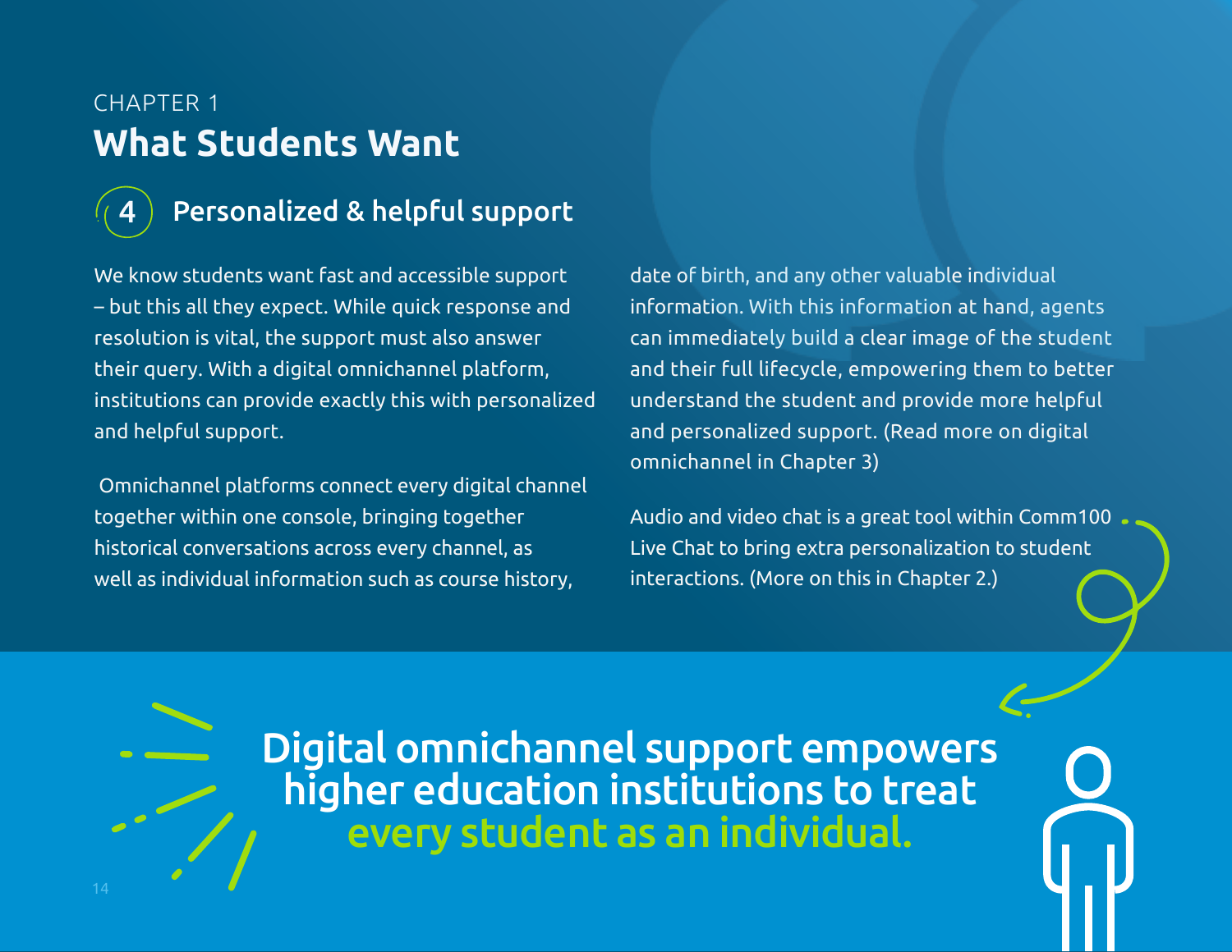CHAPTER 1

# What Students Want

## 4 Personalized & helpful support

We know students want fast and accessible support – but this all they expect. While quick response and resolution is vital, the support must also answer their query. With a digital omnichannel platform, institutions can provide exactly this with personalized and helpful support.

Omnichannel platforms connect every digital channel together within one console, bringing together historical conversations across every channel, as well as individual information such as course history, date of birth, and any other valuable individual information. With this information at hand, agents can immediately build a clear image of the student and their full lifecycle, empowering them to better understand the student and provide more helpful and personalized support. (Read more on digital omnichannel in Chapter 3)

Audio and video chat is a great tool within Comm100 Live Chat to bring extra personalization to student interactions. (More on this in Chapter 2.)

**Digital omnichannel support empowers higher education institutions to treat every student as an individual.**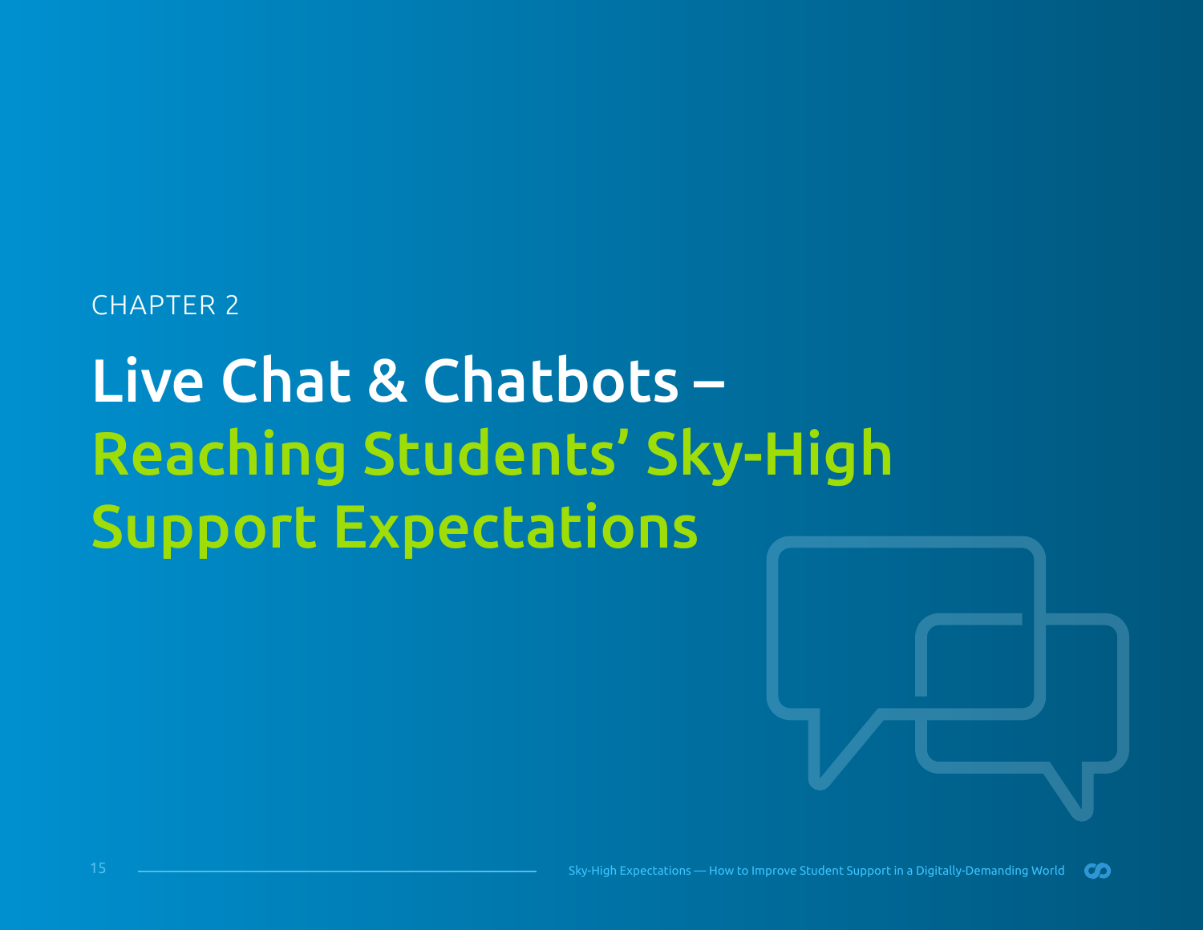CHAPTER 2

# Live Chat & Chatbots – Reaching Students' Sky-High Support Expectations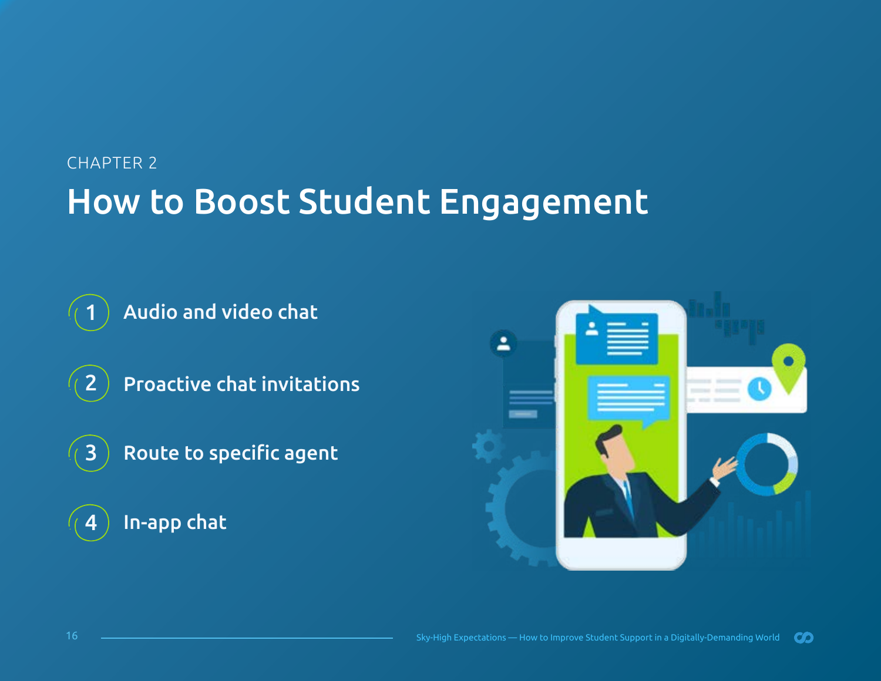CHAPTER 2

# How to Boost Student Engagement

1. Audio and video chat
2. Proactive chat invitations
3. Route to specific agent
4. In-app chat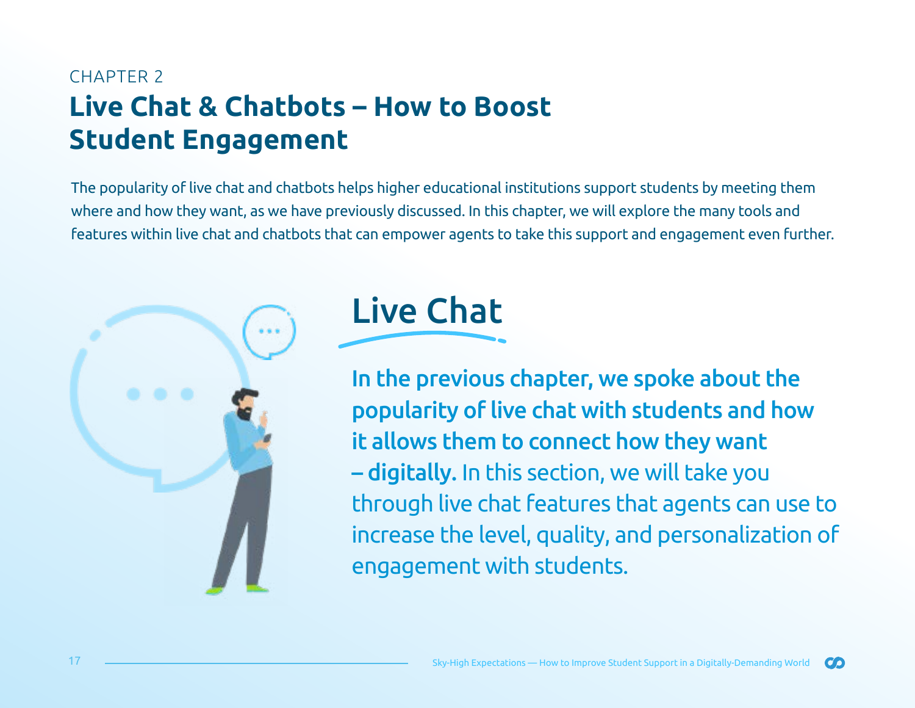CHAPTER 2

# Live Chat & Chatbots – How to Boost Student Engagement

The popularity of live chat and chatbots helps higher educational institutions support students by meeting them where and how they want, as we have previously discussed. In this chapter, we will explore the many tools and features within live chat and chatbots that can empower agents to take this support and engagement even further.

## Live Chat

**In the previous chapter, we spoke about the popularity of live chat with students and how it allows them to connect how they want – digitally.** In this section, we will take you through live chat features that agents can use to increase the level, quality, and personalization of engagement with students.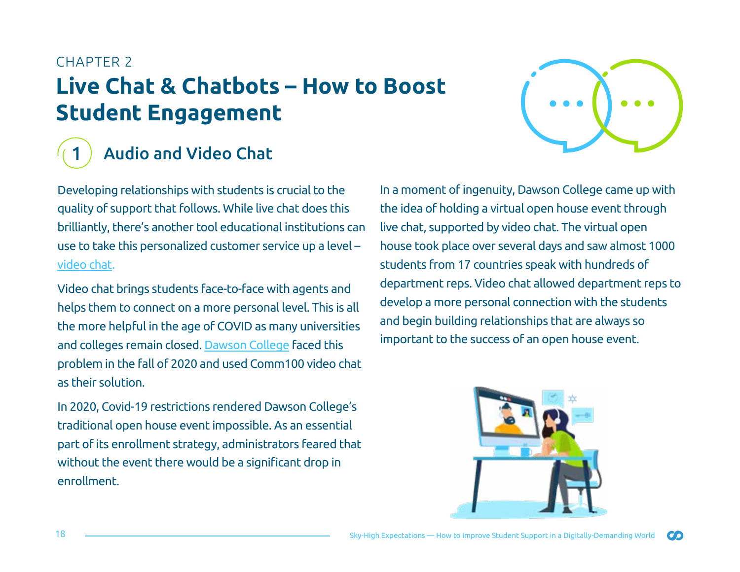CHAPTER 2

# Live Chat & Chatbots – How to Boost Student Engagement

## 1 Audio and Video Chat

Developing relationships with students is crucial to the quality of support that follows. While live chat does this brilliantly, there's another tool educational institutions can use to take this personalized customer service up a level – video chat.

Video chat brings students face-to-face with agents and helps them to connect on a more personal level. This is all the more helpful in the age of COVID as many universities and colleges remain closed. Dawson College faced this problem in the fall of 2020 and used Comm100 video chat as their solution.

In 2020, Covid-19 restrictions rendered Dawson College's traditional open house event impossible. As an essential part of its enrollment strategy, administrators feared that without the event there would be a significant drop in enrollment.

In a moment of ingenuity, Dawson College came up with the idea of holding a virtual open house event through live chat, supported by video chat. The virtual open house took place over several days and saw almost 1000 students from 17 countries speak with hundreds of department reps. Video chat allowed department reps to develop a more personal connection with the students and begin building relationships that are always so important to the success of an open house event.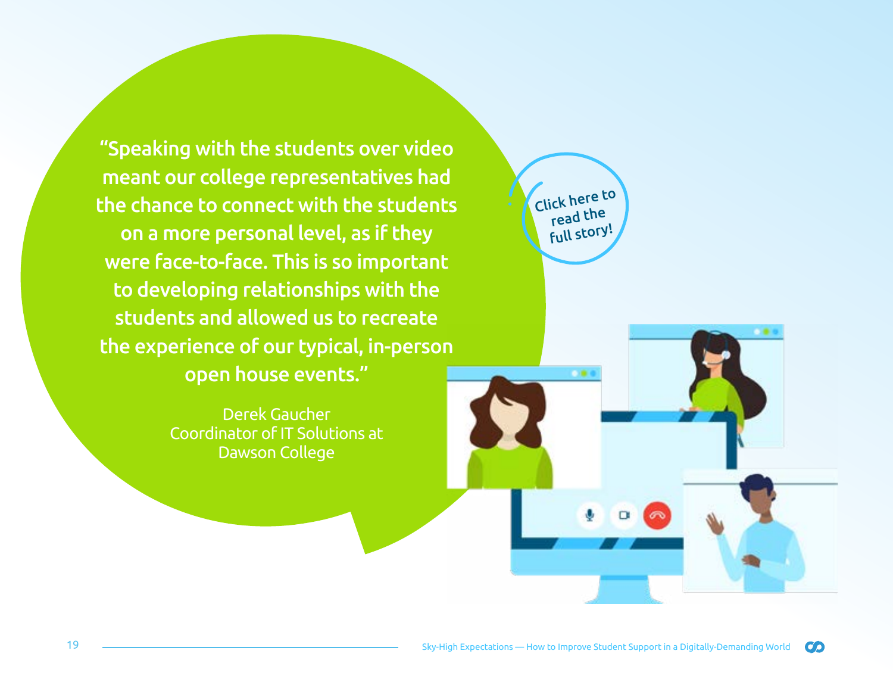"Speaking with the students over video meant our college representatives had the chance to connect with the students on a more personal level, as if they were face-to-face. This is so important to developing relationships with the students and allowed us to recreate the experience of our typical, in-person open house events."

Derek Gaucher
Coordinator of IT Solutions at
Dawson College

Click here to read the full story!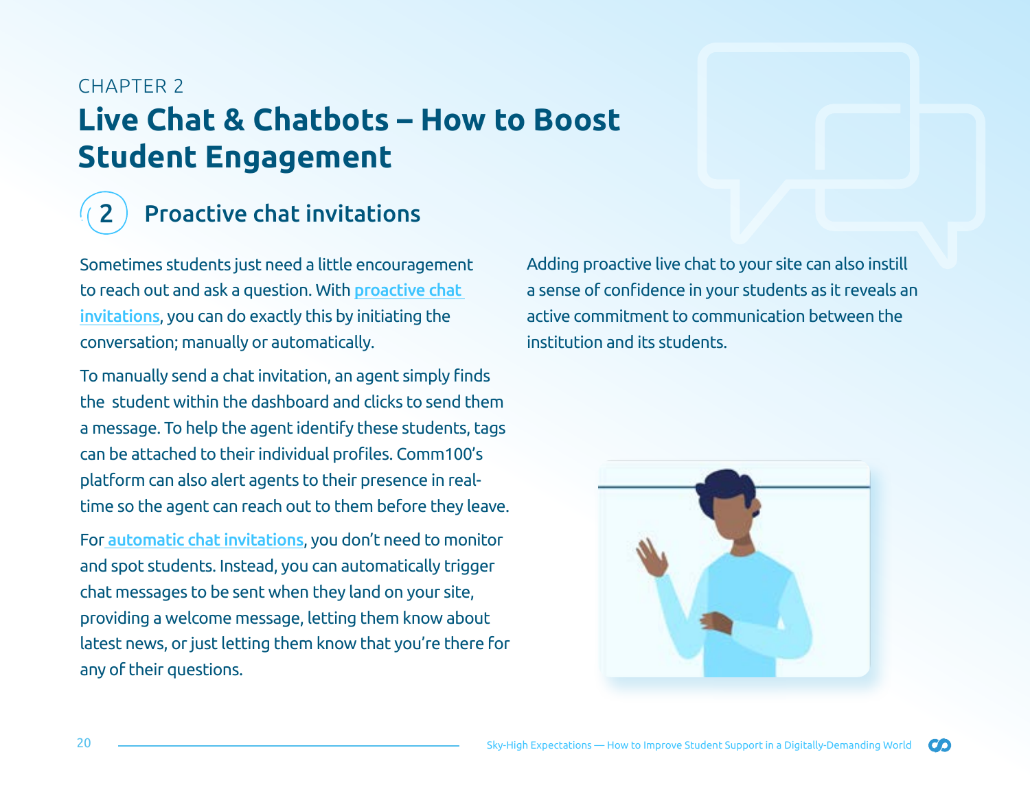CHAPTER 2

# Live Chat & Chatbots – How to Boost Student Engagement

## 2 Proactive chat invitations

Sometimes students just need a little encouragement to reach out and ask a question. With proactive chat invitations, you can do exactly this by initiating the conversation; manually or automatically.

To manually send a chat invitation, an agent simply finds the student within the dashboard and clicks to send them a message. To help the agent identify these students, tags can be attached to their individual profiles. Comm100's platform can also alert agents to their presence in real-time so the agent can reach out to them before they leave.

For automatic chat invitations, you don't need to monitor and spot students. Instead, you can automatically trigger chat messages to be sent when they land on your site, providing a welcome message, letting them know about latest news, or just letting them know that you're there for any of their questions.

Adding proactive live chat to your site can also instill a sense of confidence in your students as it reveals an active commitment to communication between the institution and its students.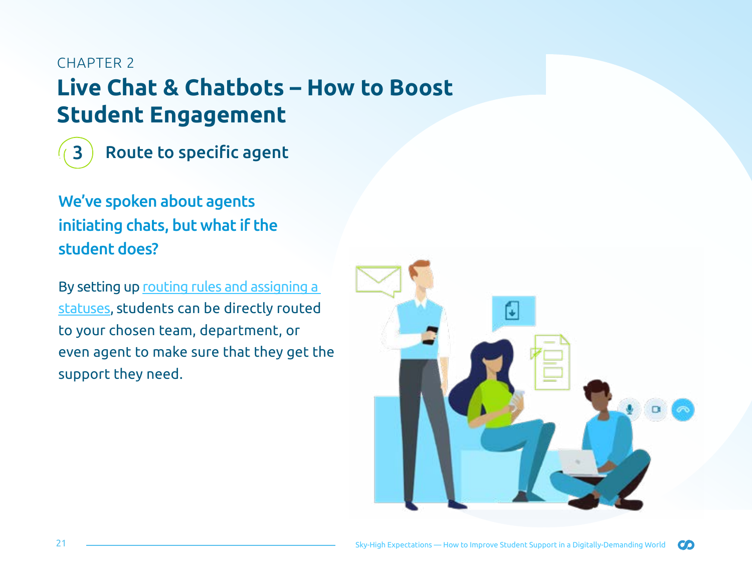CHAPTER 2

# Live Chat & Chatbots – How to Boost Student Engagement

## 3 Route to specific agent

### We've spoken about agents initiating chats, but what if the student does?

By setting up routing rules and assigning a statuses, students can be directly routed to your chosen team, department, or even agent to make sure that they get the support they need.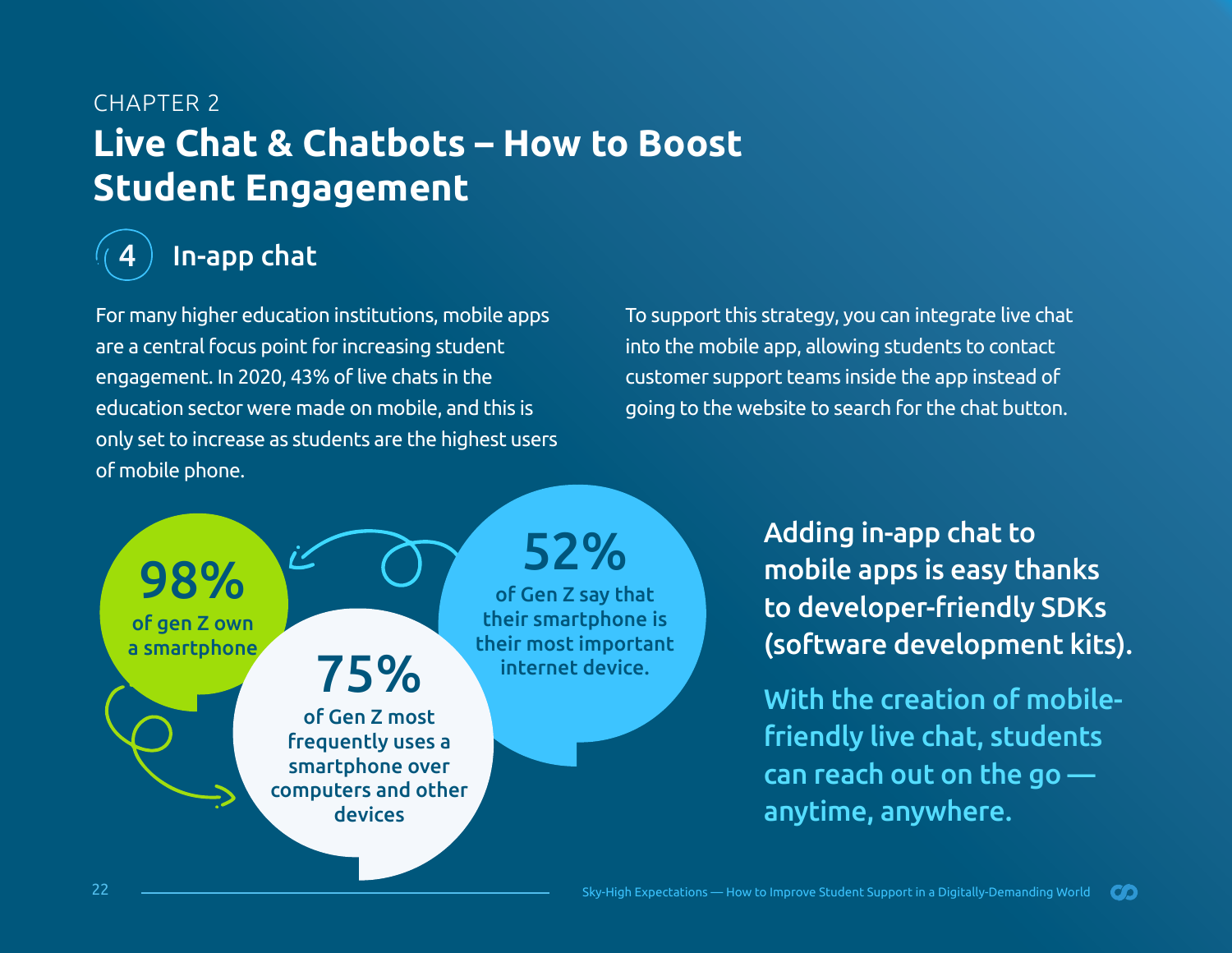CHAPTER 2

# Live Chat & Chatbots – How to Boost Student Engagement

## 4 In-app chat

For many higher education institutions, mobile apps are a central focus point for increasing student engagement. In 2020, 43% of live chats in the education sector were made on mobile, and this is only set to increase as students are the highest users of mobile phone.

To support this strategy, you can integrate live chat into the mobile app, allowing students to contact customer support teams inside the app instead of going to the website to search for the chat button.

**98%** of gen Z own a smartphone

**52%** of Gen Z say that their smartphone is their most important internet device.

**75%** of Gen Z most frequently uses a smartphone over computers and other devices

**Adding in-app chat to mobile apps is easy thanks to developer-friendly SDKs (software development kits).**

**With the creation of mobile-friendly live chat, students can reach out on the go — anytime, anywhere.**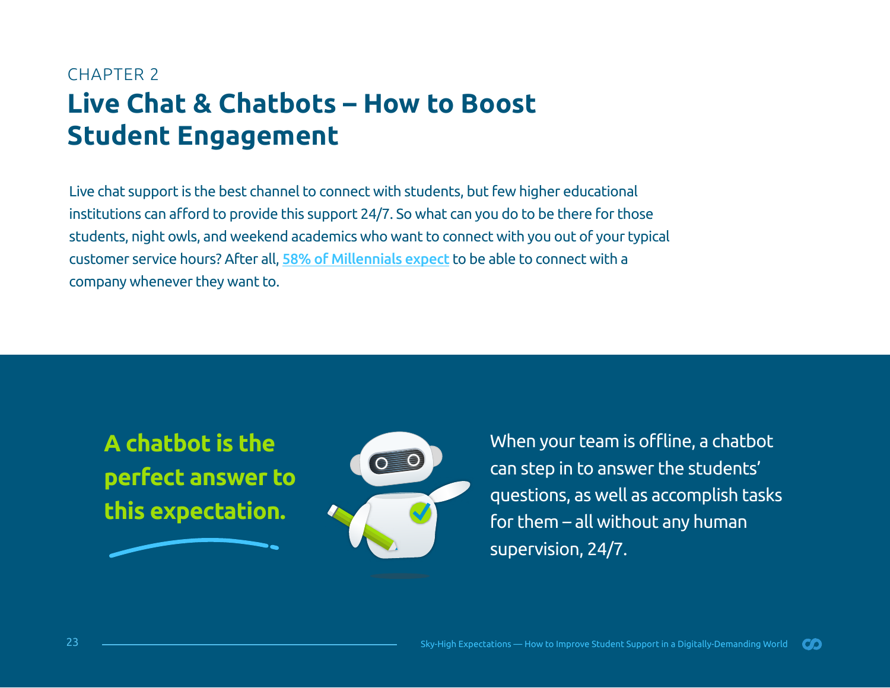CHAPTER 2

# Live Chat & Chatbots – How to Boost Student Engagement

Live chat support is the best channel to connect with students, but few higher educational institutions can afford to provide this support 24/7. So what can you do to be there for those students, night owls, and weekend academics who want to connect with you out of your typical customer service hours? After all, 58% of Millennials expect to be able to connect with a company whenever they want to.

**A chatbot is the perfect answer to this expectation.**

When your team is offline, a chatbot can step in to answer the students' questions, as well as accomplish tasks for them – all without any human supervision, 24/7.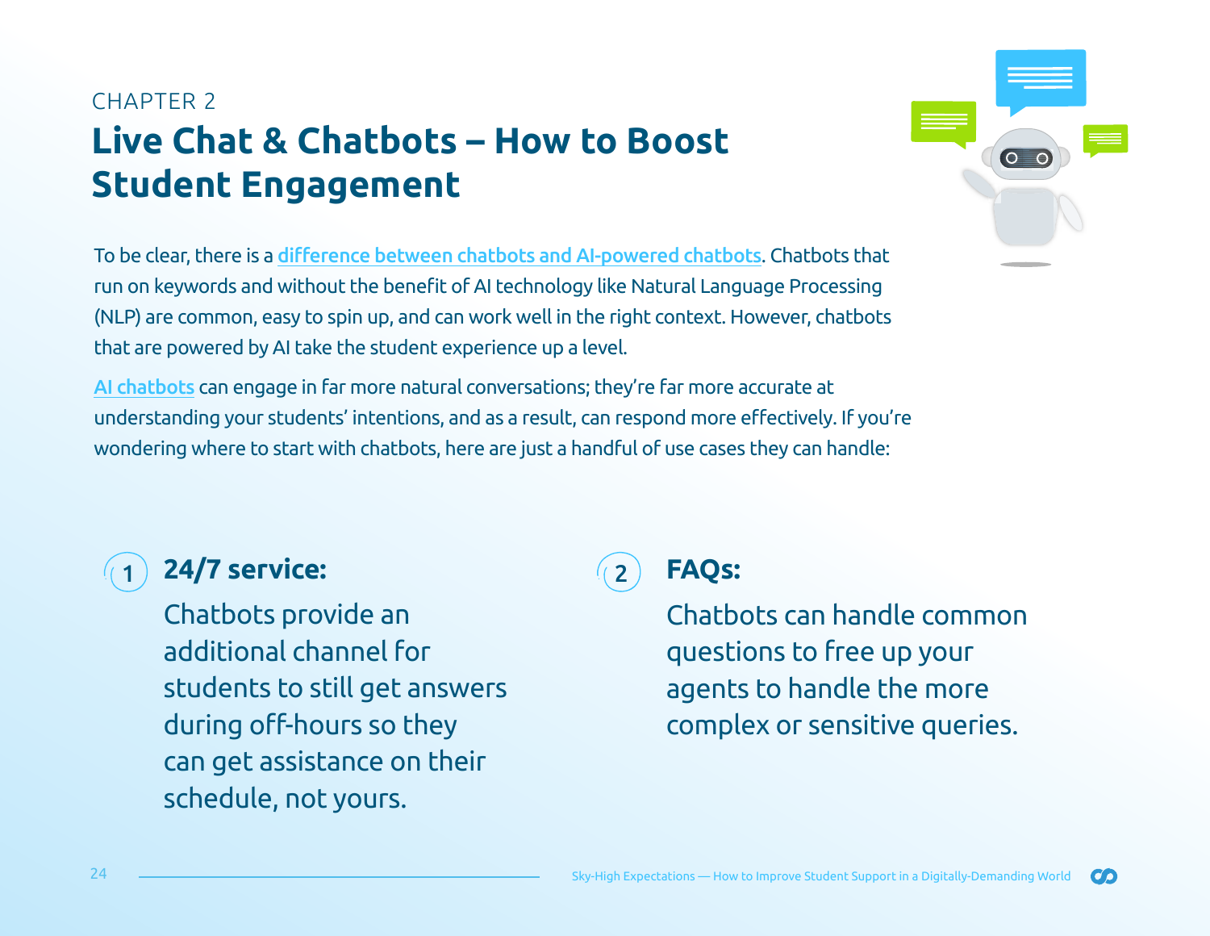CHAPTER 2

# Live Chat & Chatbots – How to Boost Student Engagement

To be clear, there is a difference between chatbots and AI-powered chatbots. Chatbots that run on keywords and without the benefit of AI technology like Natural Language Processing (NLP) are common, easy to spin up, and can work well in the right context. However, chatbots that are powered by AI take the student experience up a level.

AI chatbots can engage in far more natural conversations; they're far more accurate at understanding your students' intentions, and as a result, can respond more effectively. If you're wondering where to start with chatbots, here are just a handful of use cases they can handle:

1. **24/7 service:**
   Chatbots provide an additional channel for students to still get answers during off-hours so they can get assistance on their schedule, not yours.

2. **FAQs:**
   Chatbots can handle common questions to free up your agents to handle the more complex or sensitive queries.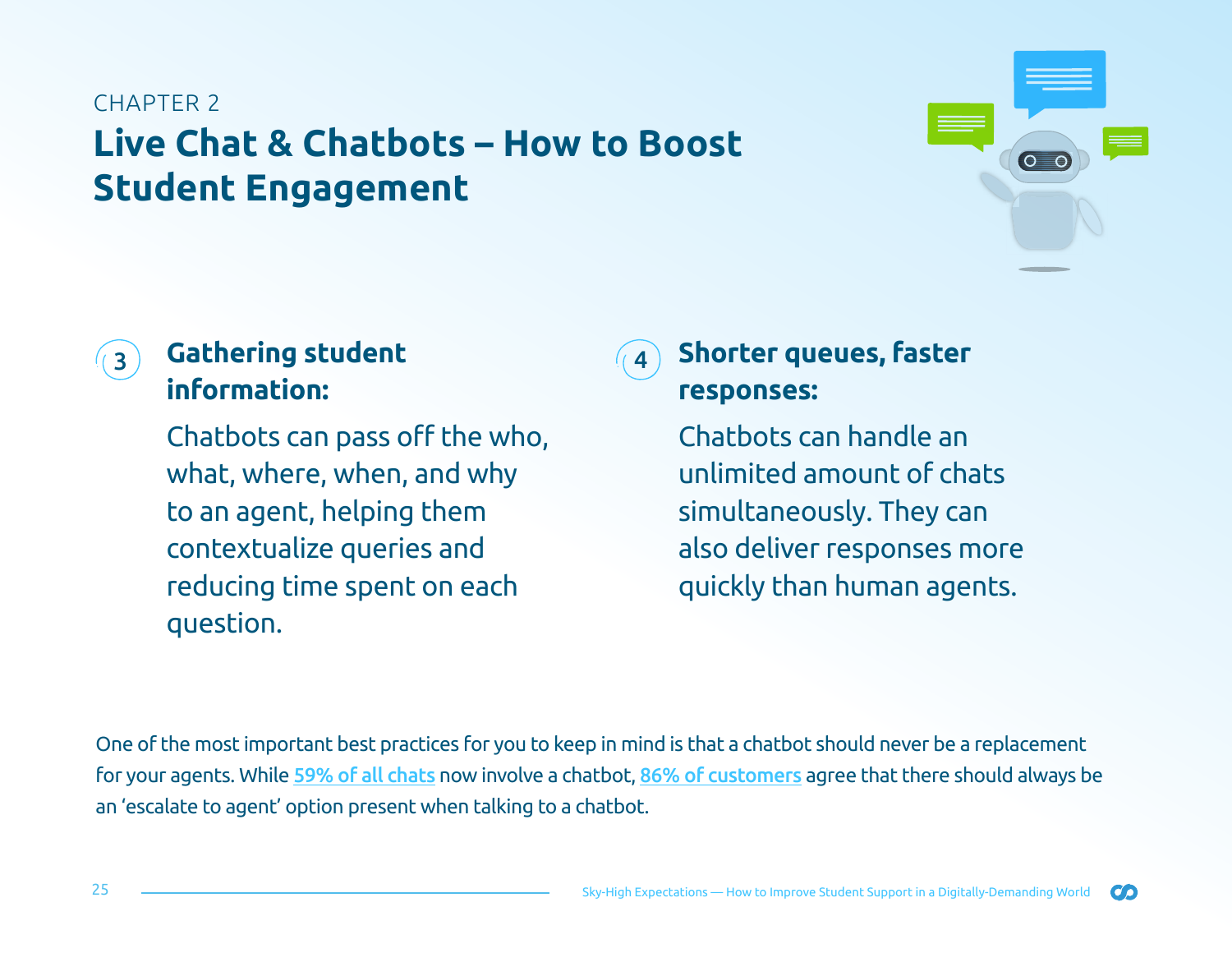CHAPTER 2

# Live Chat & Chatbots – How to Boost Student Engagement

### 3 Gathering student information:

Chatbots can pass off the who, what, where, when, and why to an agent, helping them contextualize queries and reducing time spent on each question.

### 4 Shorter queues, faster responses:

Chatbots can handle an unlimited amount of chats simultaneously. They can also deliver responses more quickly than human agents.

One of the most important best practices for you to keep in mind is that a chatbot should never be a replacement for your agents. While 59% of all chats now involve a chatbot, 86% of customers agree that there should always be an 'escalate to agent' option present when talking to a chatbot.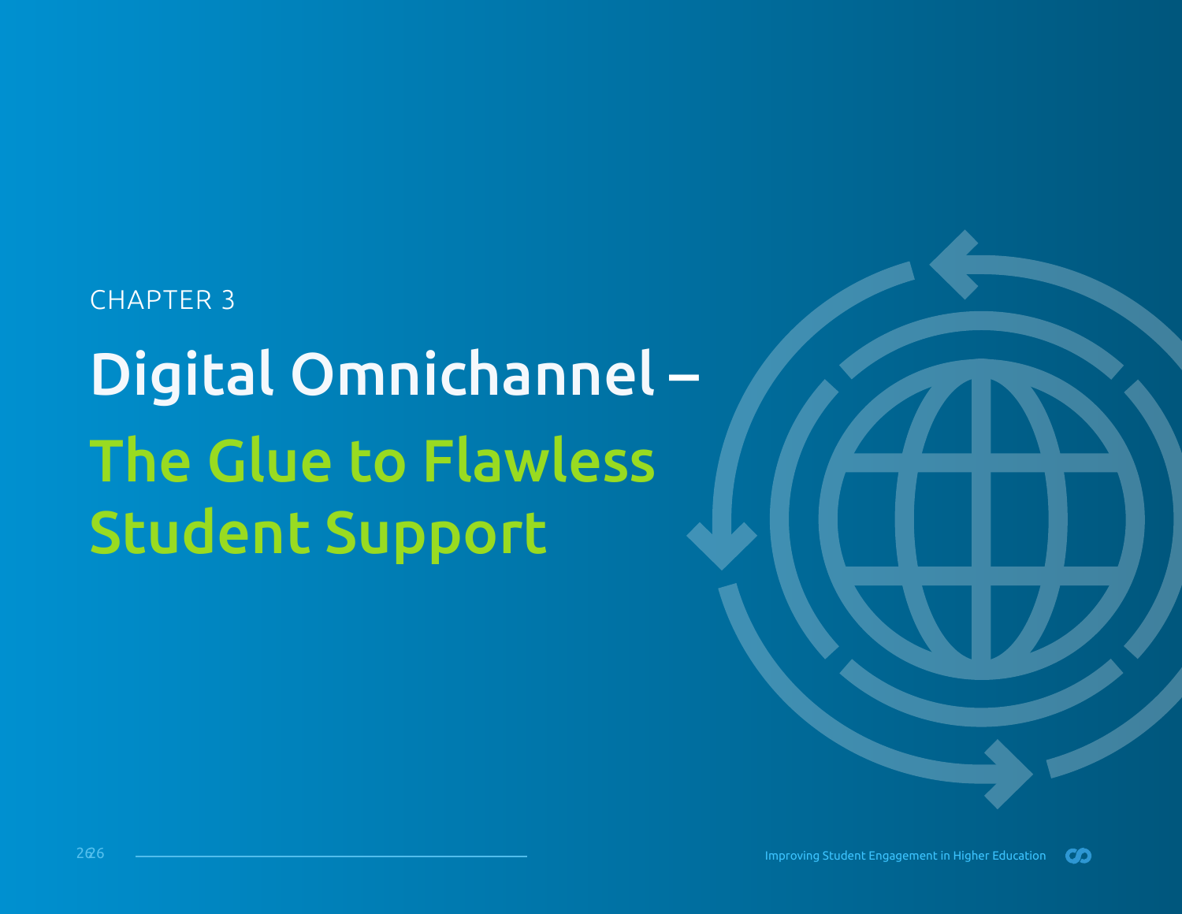CHAPTER 3

# Digital Omnichannel – The Glue to Flawless Student Support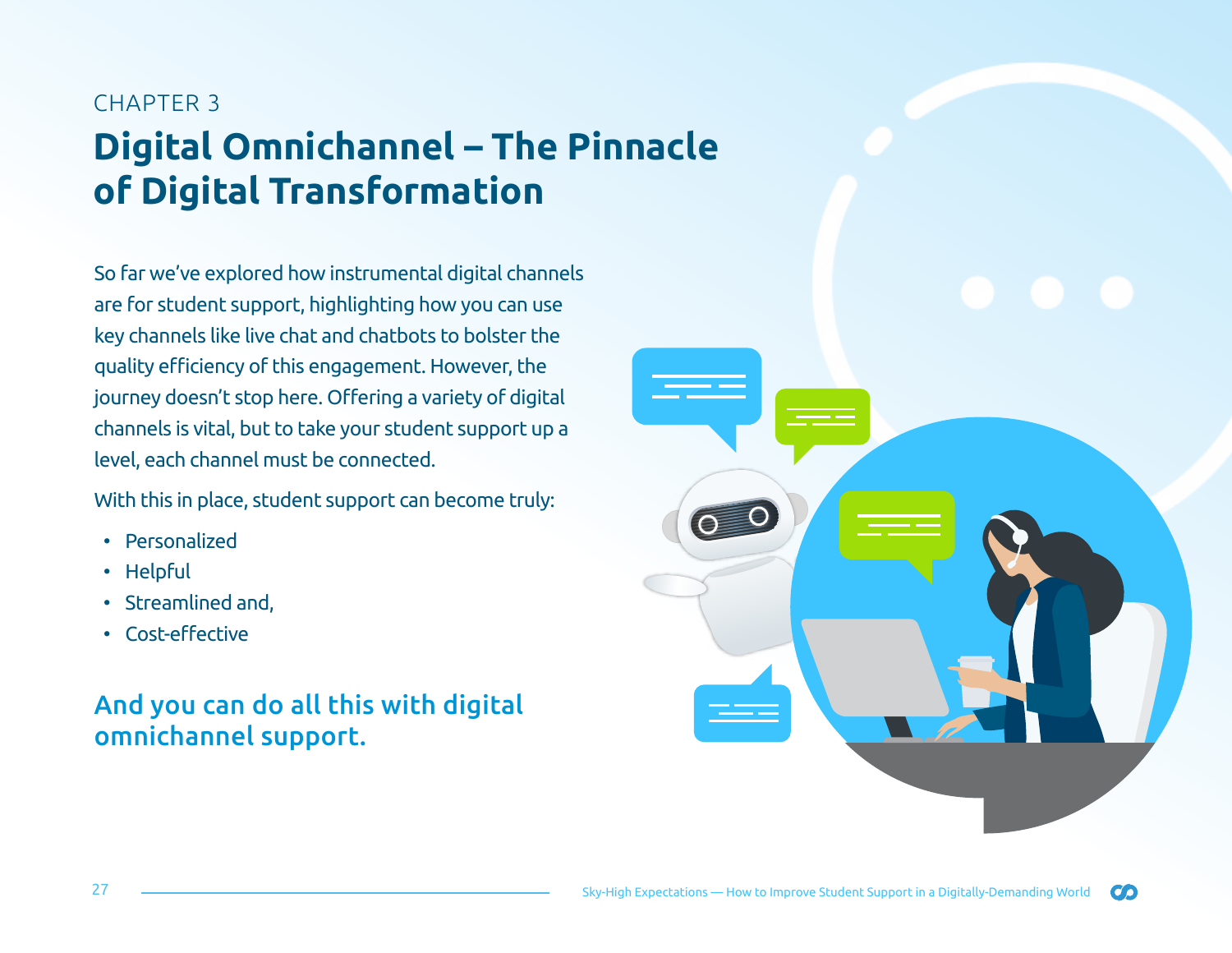CHAPTER 3

# Digital Omnichannel – The Pinnacle of Digital Transformation

So far we've explored how instrumental digital channels are for student support, highlighting how you can use key channels like live chat and chatbots to bolster the quality efficiency of this engagement. However, the journey doesn't stop here. Offering a variety of digital channels is vital, but to take your student support up a level, each channel must be connected.

With this in place, student support can become truly:

- Personalized
- Helpful
- Streamlined and,
- Cost-effective

## And you can do all this with digital omnichannel support.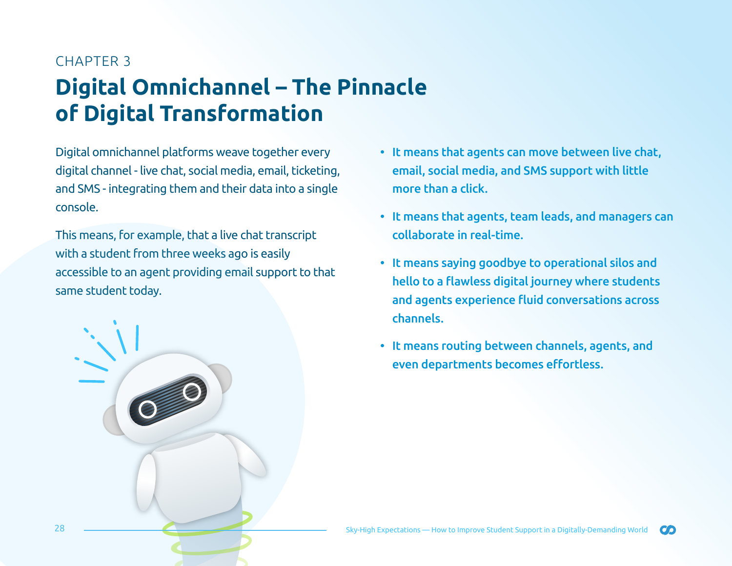CHAPTER 3

# Digital Omnichannel – The Pinnacle of Digital Transformation

Digital omnichannel platforms weave together every digital channel - live chat, social media, email, ticketing, and SMS - integrating them and their data into a single console.

This means, for example, that a live chat transcript with a student from three weeks ago is easily accessible to an agent providing email support to that same student today.

- **It means that agents can move between live chat, email, social media, and SMS support with little more than a click.**
- **It means that agents, team leads, and managers can collaborate in real-time.**
- **It means saying goodbye to operational silos and hello to a flawless digital journey where students and agents experience fluid conversations across channels.**
- **It means routing between channels, agents, and even departments becomes effortless.**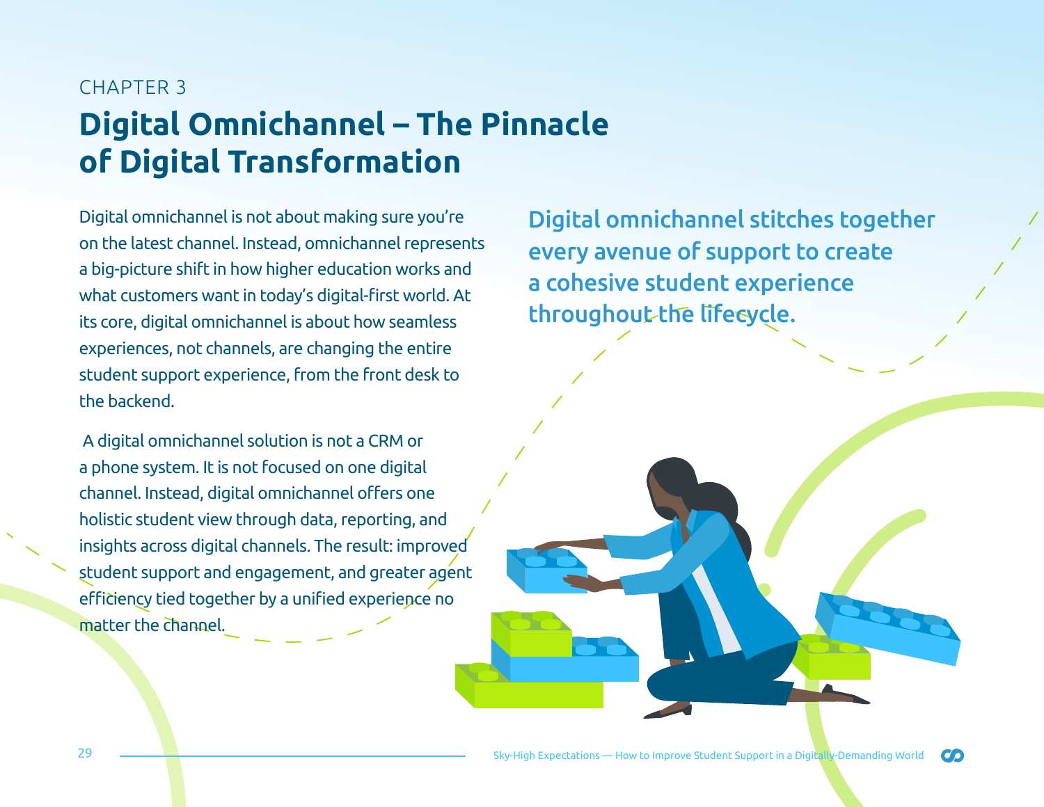CHAPTER 3

# Digital Omnichannel – The Pinnacle of Digital Transformation

Digital omnichannel is not about making sure you're on the latest channel. Instead, omnichannel represents a big-picture shift in how higher education works and what customers want in today's digital-first world. At its core, digital omnichannel is about how seamless experiences, not channels, are changing the entire student support experience, from the front desk to the backend.

A digital omnichannel solution is not a CRM or a phone system. It is not focused on one digital channel. Instead, digital omnichannel offers one holistic student view through data, reporting, and insights across digital channels. The result: improved student support and engagement, and greater agent efficiency tied together by a unified experience no matter the channel.

**Digital omnichannel stitches together every avenue of support to create a cohesive student experience throughout the lifecycle.**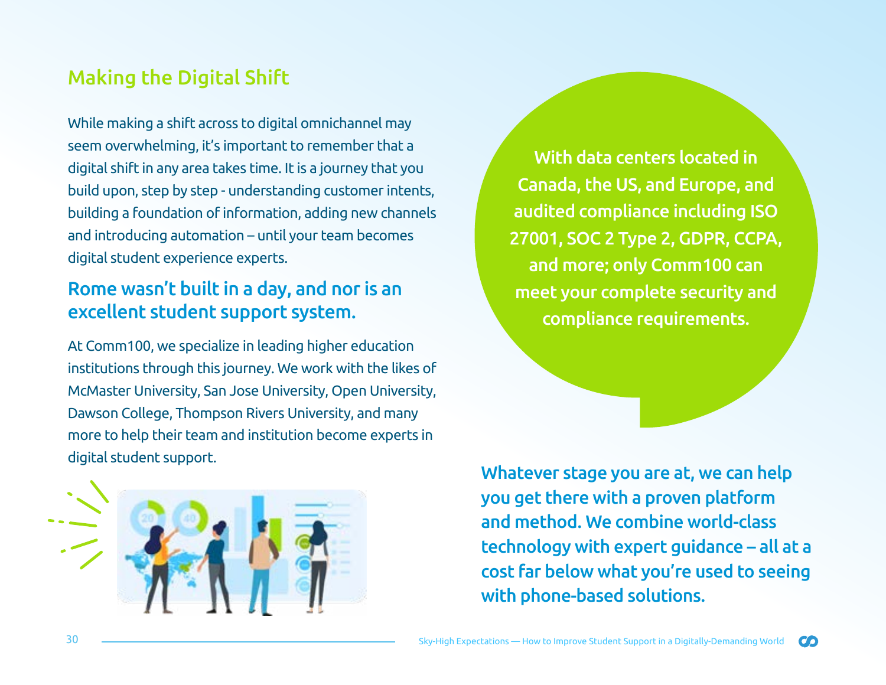## Making the Digital Shift

While making a shift across to digital omnichannel may seem overwhelming, it's important to remember that a digital shift in any area takes time. It is a journey that you build upon, step by step - understanding customer intents, building a foundation of information, adding new channels and introducing automation – until your team becomes digital student experience experts.

### Rome wasn't built in a day, and nor is an excellent student support system.

At Comm100, we specialize in leading higher education institutions through this journey. We work with the likes of McMaster University, San Jose University, Open University, Dawson College, Thompson Rivers University, and many more to help their team and institution become experts in digital student support.

**With data centers located in Canada, the US, and Europe, and audited compliance including ISO 27001, SOC 2 Type 2, GDPR, CCPA, and more; only Comm100 can meet your complete security and compliance requirements.**

**Whatever stage you are at, we can help you get there with a proven platform and method. We combine world-class technology with expert guidance – all at a cost far below what you're used to seeing with phone-based solutions.**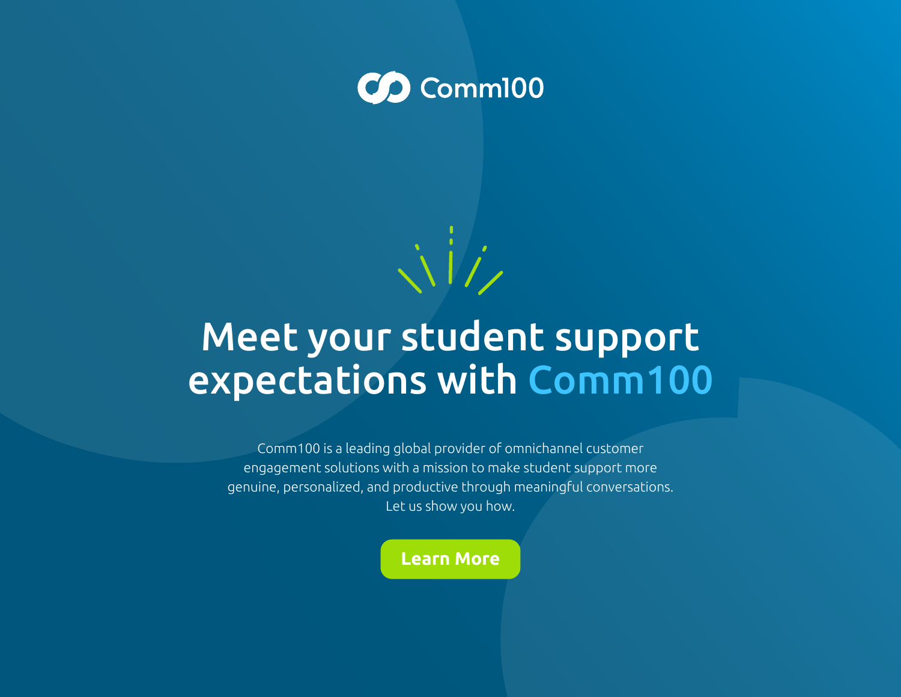Comm100

# Meet your student support expectations with Comm100

Comm100 is a leading global provider of omnichannel customer engagement solutions with a mission to make student support more genuine, personalized, and productive through meaningful conversations. Let us show you how.

**Learn More**